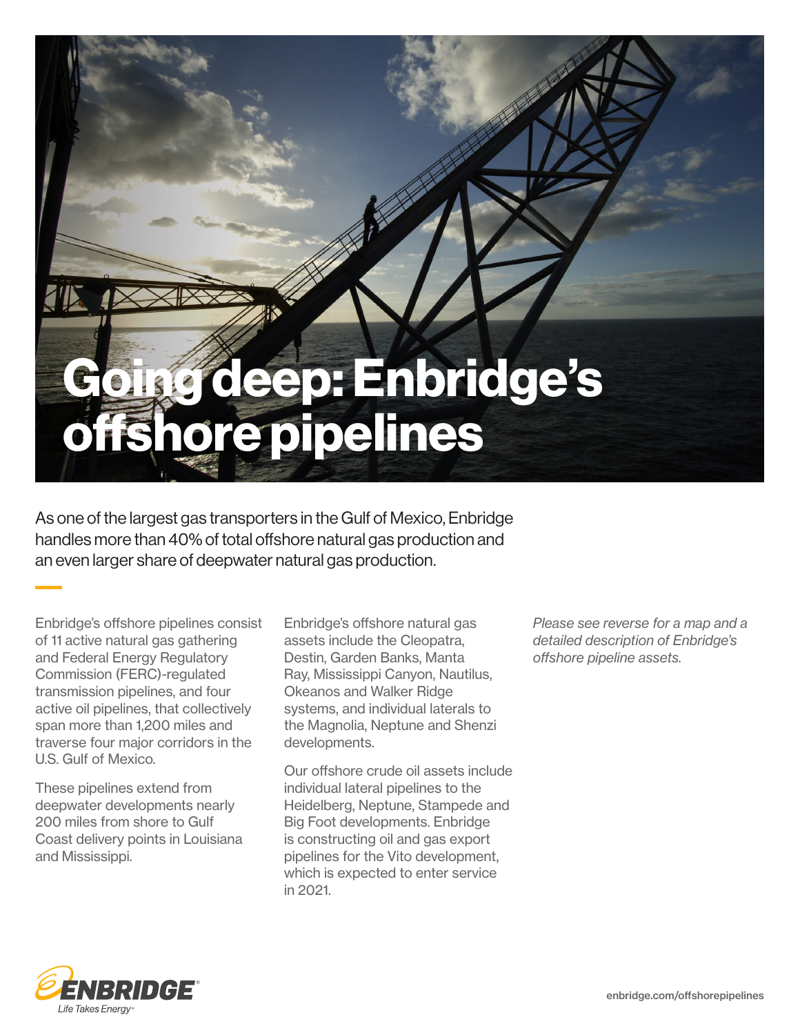# Going deep: Enbridge's offshore pipelines

As one of the largest gas transporters in the Gulf of Mexico, Enbridge handles more than 40% of total offshore natural gas production and an even larger share of deepwater natural gas production.

Enbridge's offshore pipelines consist of 11 active natural gas gathering and Federal Energy Regulatory Commission (FERC)-regulated transmission pipelines, and four active oil pipelines, that collectively span more than 1,200 miles and traverse four major corridors in the U.S. Gulf of Mexico.

These pipelines extend from deepwater developments nearly 200 miles from shore to Gulf Coast delivery points in Louisiana and Mississippi.

Enbridge's offshore natural gas assets include the Cleopatra, Destin, Garden Banks, Manta Ray, Mississippi Canyon, Nautilus, Okeanos and Walker Ridge systems, and individual laterals to the Magnolia, Neptune and Shenzi developments.

Our offshore crude oil assets include individual lateral pipelines to the Heidelberg, Neptune, Stampede and Big Foot developments. Enbridge is constructing oil and gas export pipelines for the Vito development, which is expected to enter service in 2021.

*Please see reverse for a map and a detailed description of Enbridge's offshore pipeline assets.*

ENBRIDGE
Life Takes Energy

enbridge.com/offshorepipelines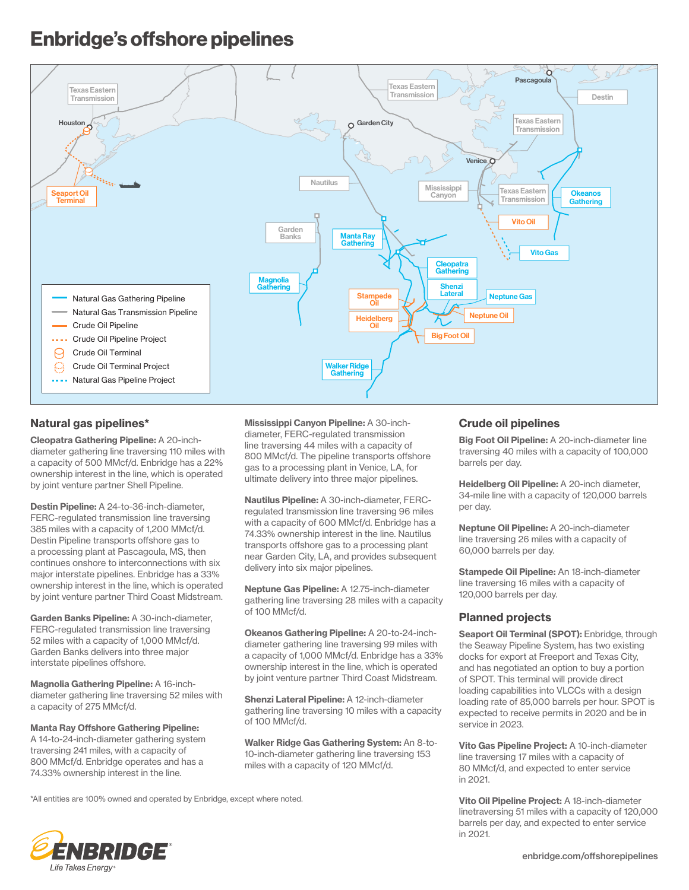# Enbridge's offshore pipelines

Texas Eastern Transmission
Houston
Seaport Oil Terminal
Texas Eastern Transmission
Garden City
Pascagoula
Destin
Texas Eastern Transmission
Venice
Nautilus
Mississippi Canyon
Texas Eastern Transmission
Okeanos Gathering
Garden Banks
Manta Ray Gathering
Vito Oil
Vito Gas
Magnolia Gathering
Cleopatra Gathering
Shenzi Lateral
Neptune Gas
Stampede Oil
Heidelberg Oil
Neptune Oil
Big Foot Oil
Walker Ridge Gathering

Natural Gas Gathering Pipeline
Natural Gas Transmission Pipeline
Crude Oil Pipeline
Crude Oil Pipeline Project
Crude Oil Terminal
Crude Oil Terminal Project
Natural Gas Pipeline Project

## Natural gas pipelines*

**Cleopatra Gathering Pipeline:** A 20-inch-diameter gathering line traversing 110 miles with a capacity of 500 MMcf/d. Enbridge has a 22% ownership interest in the line, which is operated by joint venture partner Shell Pipeline.

**Destin Pipeline:** A 24-to-36-inch-diameter, FERC-regulated transmission line traversing 385 miles with a capacity of 1,200 MMcf/d. Destin Pipeline transports offshore gas to a processing plant at Pascagoula, MS, then continues onshore to interconnections with six major interstate pipelines. Enbridge has a 33% ownership interest in the line, which is operated by joint venture partner Third Coast Midstream.

**Garden Banks Pipeline:** A 30-inch-diameter, FERC-regulated transmission line traversing 52 miles with a capacity of 1,000 MMcf/d. Garden Banks delivers into three major interstate pipelines offshore.

**Magnolia Gathering Pipeline:** A 16-inch-diameter gathering line traversing 52 miles with a capacity of 275 MMcf/d.

**Manta Ray Offshore Gathering Pipeline:** A 14-to-24-inch-diameter gathering system traversing 241 miles, with a capacity of 800 MMcf/d. Enbridge operates and has a 74.33% ownership interest in the line.

**Mississippi Canyon Pipeline:** A 30-inch-diameter, FERC-regulated transmission line traversing 44 miles with a capacity of 800 MMcf/d. The pipeline transports offshore gas to a processing plant in Venice, LA, for ultimate delivery into three major pipelines.

**Nautilus Pipeline:** A 30-inch-diameter, FERC-regulated transmission line traversing 96 miles with a capacity of 600 MMcf/d. Enbridge has a 74.33% ownership interest in the line. Nautilus transports offshore gas to a processing plant near Garden City, LA, and provides subsequent delivery into six major pipelines.

**Neptune Gas Pipeline:** A 12.75-inch-diameter gathering line traversing 28 miles with a capacity of 100 MMcf/d.

**Okeanos Gathering Pipeline:** A 20-to-24-inch-diameter gathering line traversing 99 miles with a capacity of 1,000 MMcf/d. Enbridge has a 33% ownership interest in the line, which is operated by joint venture partner Third Coast Midstream.

**Shenzi Lateral Pipeline:** A 12-inch-diameter gathering line traversing 10 miles with a capacity of 100 MMcf/d.

**Walker Ridge Gas Gathering System:** An 8-to-10-inch-diameter gathering line traversing 153 miles with a capacity of 120 MMcf/d.

*All entities are 100% owned and operated by Enbridge, except where noted.

## Crude oil pipelines

**Big Foot Oil Pipeline:** A 20-inch-diameter line traversing 40 miles with a capacity of 100,000 barrels per day.

**Heidelberg Oil Pipeline:** A 20-inch diameter, 34-mile line with a capacity of 120,000 barrels per day.

**Neptune Oil Pipeline:** A 20-inch-diameter line traversing 26 miles with a capacity of 60,000 barrels per day.

**Stampede Oil Pipeline:** An 18-inch-diameter line traversing 16 miles with a capacity of 120,000 barrels per day.

## Planned projects

**Seaport Oil Terminal (SPOT):** Enbridge, through the Seaway Pipeline System, has two existing docks for export at Freeport and Texas City, and has negotiated an option to buy a portion of SPOT. This terminal will provide direct loading capabilities into VLCCs with a design loading rate of 85,000 barrels per hour. SPOT is expected to receive permits in 2020 and be in service in 2023.

**Vito Gas Pipeline Project:** A 10-inch-diameter line traversing 17 miles with a capacity of 80 MMcf/d, and expected to enter service in 2021.

**Vito Oil Pipeline Project:** A 18-inch-diameter linetraversing 51 miles with a capacity of 120,000 barrels per day, and expected to enter service in 2021.

ENBRIDGE®
*Life Takes Energy®*

enbridge.com/offshorepipelines